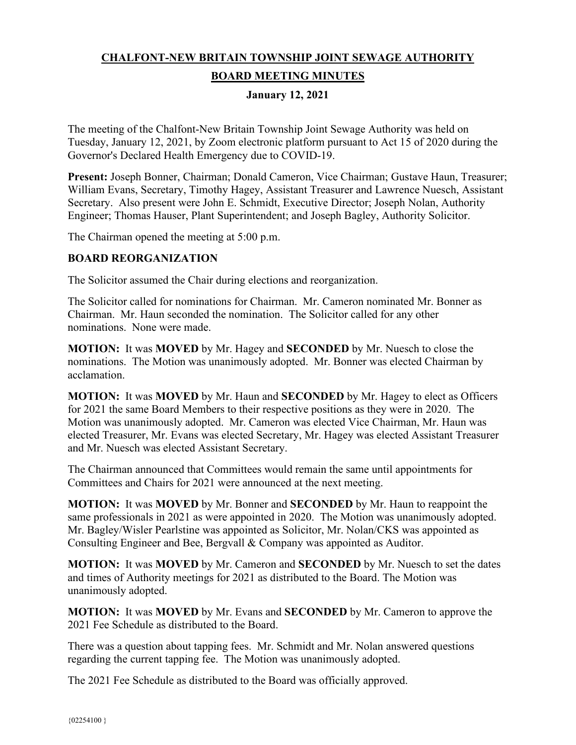# CHALFONT-NEW BRITAIN TOWNSHIP JOINT SEWAGE AUTHORITY

## BOARD MEETING MINUTES

### January 12, 2021

The meeting of the Chalfont-New Britain Township Joint Sewage Authority was held on Tuesday, January 12, 2021, by Zoom electronic platform pursuant to Act 15 of 2020 during the Governor's Declared Health Emergency due to COVID-19.

**Present:** Joseph Bonner, Chairman; Donald Cameron, Vice Chairman; Gustave Haun, Treasurer; William Evans, Secretary, Timothy Hagey, Assistant Treasurer and Lawrence Nuesch, Assistant Secretary. Also present were John E. Schmidt, Executive Director; Joseph Nolan, Authority Engineer; Thomas Hauser, Plant Superintendent; and Joseph Bagley, Authority Solicitor.

The Chairman opened the meeting at 5:00 p.m.

**BOARD REORGANIZATION**

The Solicitor assumed the Chair during elections and reorganization.

The Solicitor called for nominations for Chairman. Mr. Cameron nominated Mr. Bonner as Chairman. Mr. Haun seconded the nomination. The Solicitor called for any other nominations. None were made.

**MOTION:** It was **MOVED** by Mr. Hagey and **SECONDED** by Mr. Nuesch to close the nominations. The Motion was unanimously adopted. Mr. Bonner was elected Chairman by acclamation.

**MOTION:** It was **MOVED** by Mr. Haun and **SECONDED** by Mr. Hagey to elect as Officers for 2021 the same Board Members to their respective positions as they were in 2020. The Motion was unanimously adopted. Mr. Cameron was elected Vice Chairman, Mr. Haun was elected Treasurer, Mr. Evans was elected Secretary, Mr. Hagey was elected Assistant Treasurer and Mr. Nuesch was elected Assistant Secretary.

The Chairman announced that Committees would remain the same until appointments for Committees and Chairs for 2021 were announced at the next meeting.

**MOTION:** It was **MOVED** by Mr. Bonner and **SECONDED** by Mr. Haun to reappoint the same professionals in 2021 as were appointed in 2020. The Motion was unanimously adopted. Mr. Bagley/Wisler Pearlstine was appointed as Solicitor, Mr. Nolan/CKS was appointed as Consulting Engineer and Bee, Bergvall & Company was appointed as Auditor.

**MOTION:** It was **MOVED** by Mr. Cameron and **SECONDED** by Mr. Nuesch to set the dates and times of Authority meetings for 2021 as distributed to the Board. The Motion was unanimously adopted.

**MOTION:** It was **MOVED** by Mr. Evans and **SECONDED** by Mr. Cameron to approve the 2021 Fee Schedule as distributed to the Board.

There was a question about tapping fees. Mr. Schmidt and Mr. Nolan answered questions regarding the current tapping fee. The Motion was unanimously adopted.

The 2021 Fee Schedule as distributed to the Board was officially approved.

{02254100 }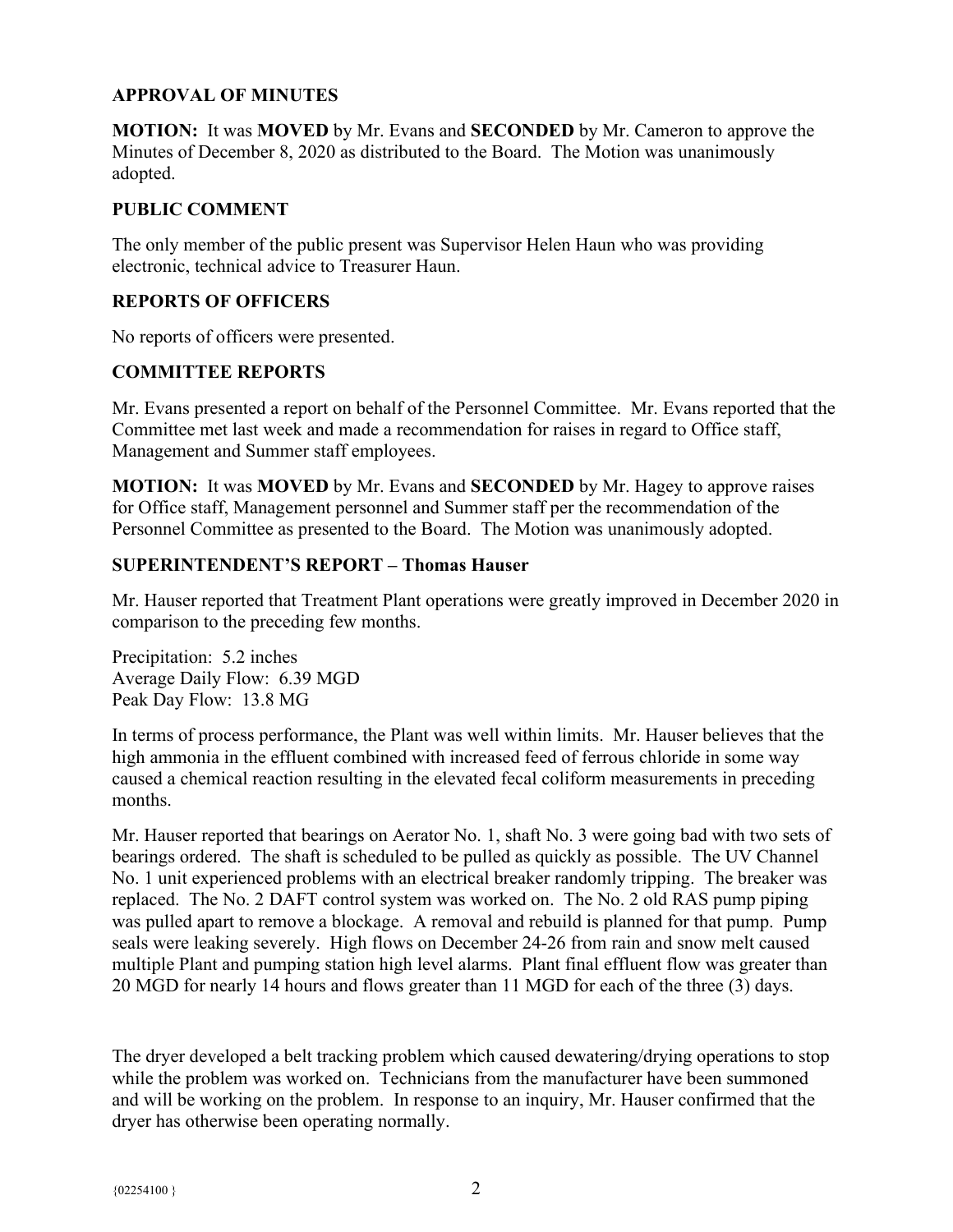**APPROVAL OF MINUTES**

**MOTION:** It was **MOVED** by Mr. Evans and **SECONDED** by Mr. Cameron to approve the Minutes of December 8, 2020 as distributed to the Board. The Motion was unanimously adopted.

**PUBLIC COMMENT**

The only member of the public present was Supervisor Helen Haun who was providing electronic, technical advice to Treasurer Haun.

**REPORTS OF OFFICERS**

No reports of officers were presented.

**COMMITTEE REPORTS**

Mr. Evans presented a report on behalf of the Personnel Committee. Mr. Evans reported that the Committee met last week and made a recommendation for raises in regard to Office staff, Management and Summer staff employees.

**MOTION:** It was **MOVED** by Mr. Evans and **SECONDED** by Mr. Hagey to approve raises for Office staff, Management personnel and Summer staff per the recommendation of the Personnel Committee as presented to the Board. The Motion was unanimously adopted.

**SUPERINTENDENT'S REPORT – Thomas Hauser**

Mr. Hauser reported that Treatment Plant operations were greatly improved in December 2020 in comparison to the preceding few months.

Precipitation: 5.2 inches
Average Daily Flow: 6.39 MGD
Peak Day Flow: 13.8 MG

In terms of process performance, the Plant was well within limits. Mr. Hauser believes that the high ammonia in the effluent combined with increased feed of ferrous chloride in some way caused a chemical reaction resulting in the elevated fecal coliform measurements in preceding months.

Mr. Hauser reported that bearings on Aerator No. 1, shaft No. 3 were going bad with two sets of bearings ordered. The shaft is scheduled to be pulled as quickly as possible. The UV Channel No. 1 unit experienced problems with an electrical breaker randomly tripping. The breaker was replaced. The No. 2 DAFT control system was worked on. The No. 2 old RAS pump piping was pulled apart to remove a blockage. A removal and rebuild is planned for that pump. Pump seals were leaking severely. High flows on December 24-26 from rain and snow melt caused multiple Plant and pumping station high level alarms. Plant final effluent flow was greater than 20 MGD for nearly 14 hours and flows greater than 11 MGD for each of the three (3) days.

The dryer developed a belt tracking problem which caused dewatering/drying operations to stop while the problem was worked on. Technicians from the manufacturer have been summoned and will be working on the problem. In response to an inquiry, Mr. Hauser confirmed that the dryer has otherwise been operating normally.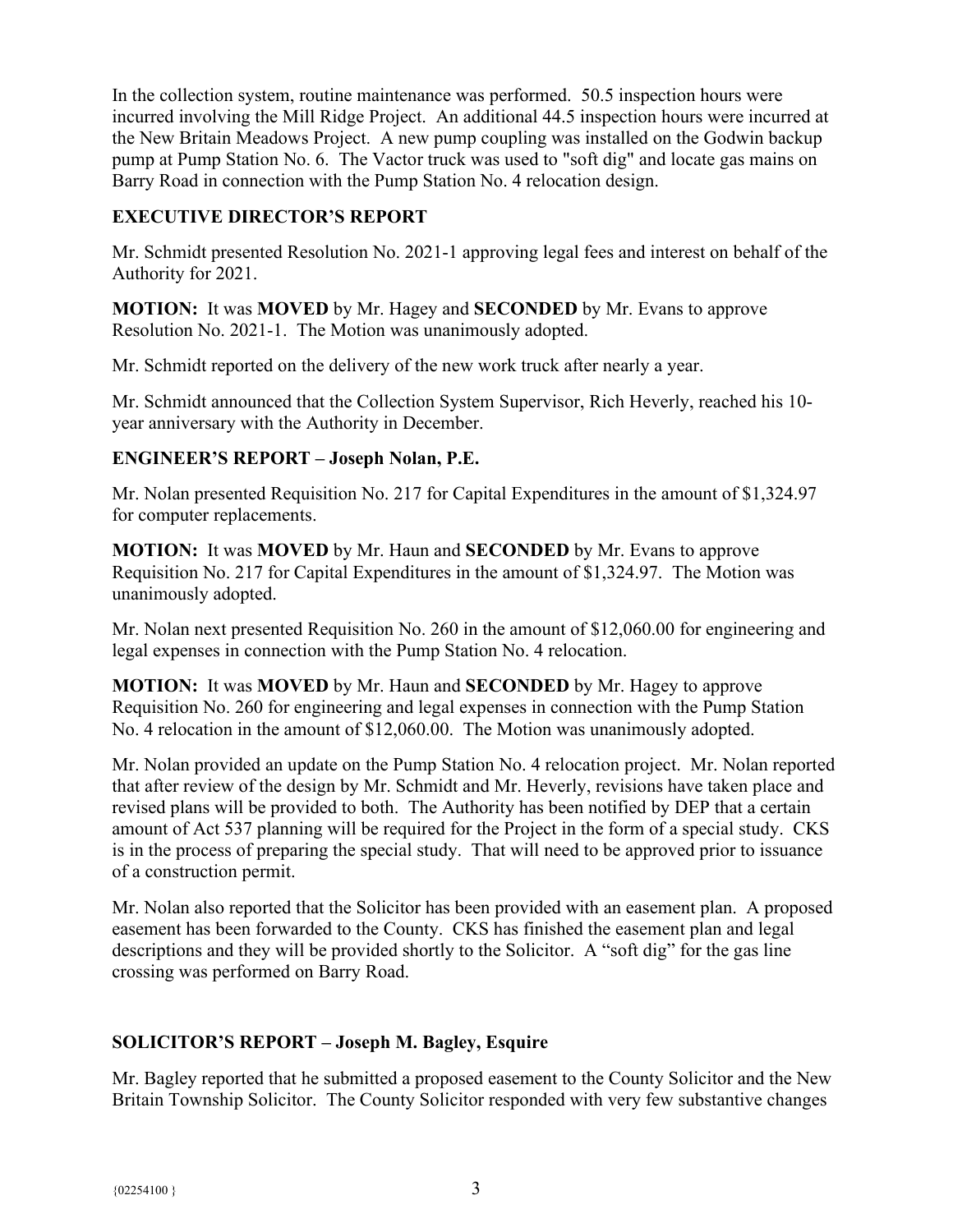In the collection system, routine maintenance was performed. 50.5 inspection hours were incurred involving the Mill Ridge Project. An additional 44.5 inspection hours were incurred at the New Britain Meadows Project. A new pump coupling was installed on the Godwin backup pump at Pump Station No. 6. The Vactor truck was used to "soft dig" and locate gas mains on Barry Road in connection with the Pump Station No. 4 relocation design.

## EXECUTIVE DIRECTOR'S REPORT

Mr. Schmidt presented Resolution No. 2021-1 approving legal fees and interest on behalf of the Authority for 2021.

**MOTION:** It was **MOVED** by Mr. Hagey and **SECONDED** by Mr. Evans to approve Resolution No. 2021-1. The Motion was unanimously adopted.

Mr. Schmidt reported on the delivery of the new work truck after nearly a year.

Mr. Schmidt announced that the Collection System Supervisor, Rich Heverly, reached his 10-year anniversary with the Authority in December.

## ENGINEER'S REPORT – Joseph Nolan, P.E.

Mr. Nolan presented Requisition No. 217 for Capital Expenditures in the amount of $1,324.97 for computer replacements.

**MOTION:** It was **MOVED** by Mr. Haun and **SECONDED** by Mr. Evans to approve Requisition No. 217 for Capital Expenditures in the amount of $1,324.97. The Motion was unanimously adopted.

Mr. Nolan next presented Requisition No. 260 in the amount of $12,060.00 for engineering and legal expenses in connection with the Pump Station No. 4 relocation.

**MOTION:** It was **MOVED** by Mr. Haun and **SECONDED** by Mr. Hagey to approve Requisition No. 260 for engineering and legal expenses in connection with the Pump Station No. 4 relocation in the amount of $12,060.00. The Motion was unanimously adopted.

Mr. Nolan provided an update on the Pump Station No. 4 relocation project. Mr. Nolan reported that after review of the design by Mr. Schmidt and Mr. Heverly, revisions have taken place and revised plans will be provided to both. The Authority has been notified by DEP that a certain amount of Act 537 planning will be required for the Project in the form of a special study. CKS is in the process of preparing the special study. That will need to be approved prior to issuance of a construction permit.

Mr. Nolan also reported that the Solicitor has been provided with an easement plan. A proposed easement has been forwarded to the County. CKS has finished the easement plan and legal descriptions and they will be provided shortly to the Solicitor. A "soft dig" for the gas line crossing was performed on Barry Road.

## SOLICITOR'S REPORT – Joseph M. Bagley, Esquire

Mr. Bagley reported that he submitted a proposed easement to the County Solicitor and the New Britain Township Solicitor. The County Solicitor responded with very few substantive changes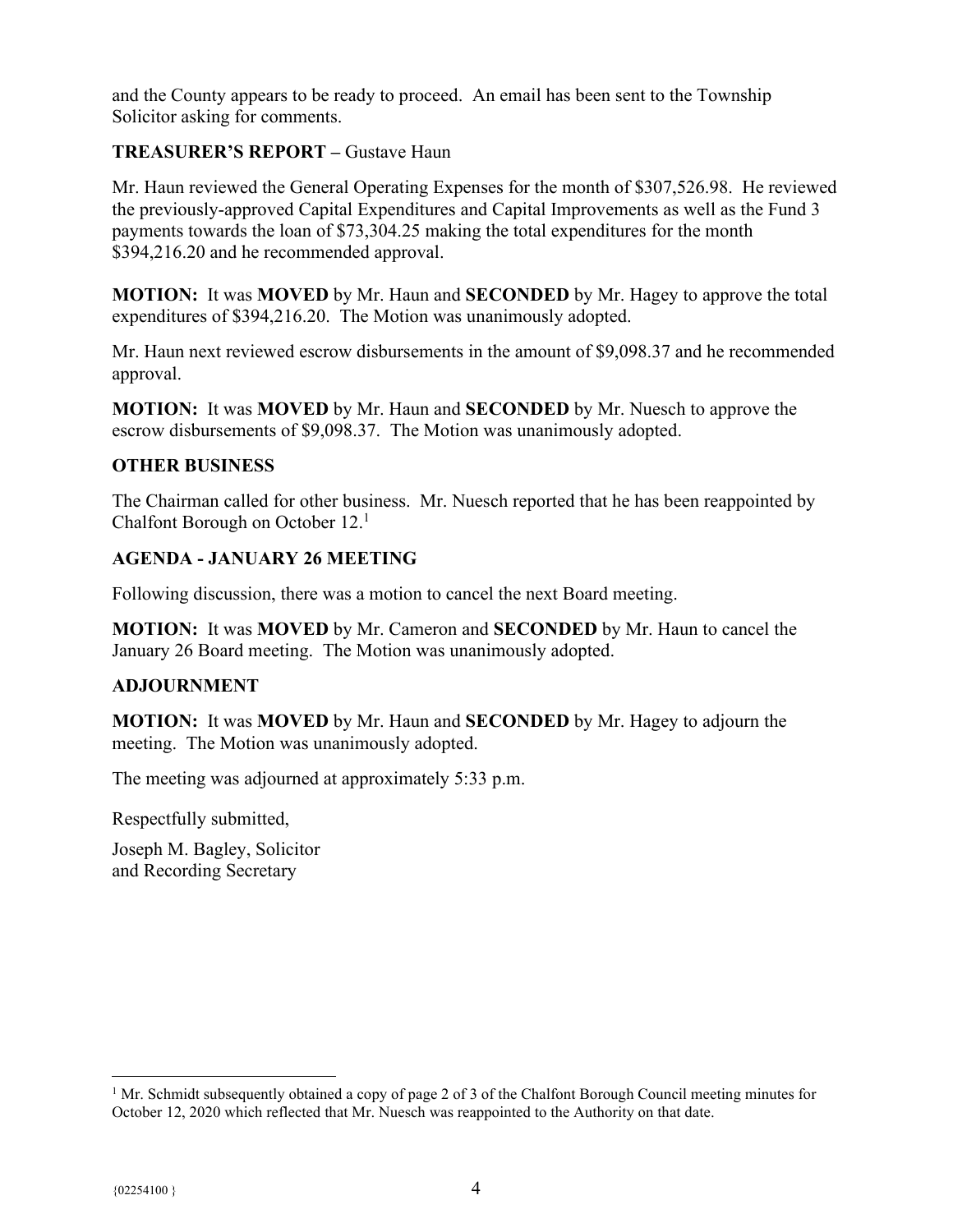and the County appears to be ready to proceed. An email has been sent to the Township Solicitor asking for comments.

**TREASURER'S REPORT –** Gustave Haun

Mr. Haun reviewed the General Operating Expenses for the month of $307,526.98. He reviewed the previously-approved Capital Expenditures and Capital Improvements as well as the Fund 3 payments towards the loan of $73,304.25 making the total expenditures for the month $394,216.20 and he recommended approval.

**MOTION:** It was **MOVED** by Mr. Haun and **SECONDED** by Mr. Hagey to approve the total expenditures of $394,216.20. The Motion was unanimously adopted.

Mr. Haun next reviewed escrow disbursements in the amount of $9,098.37 and he recommended approval.

**MOTION:** It was **MOVED** by Mr. Haun and **SECONDED** by Mr. Nuesch to approve the escrow disbursements of $9,098.37. The Motion was unanimously adopted.

**OTHER BUSINESS**

The Chairman called for other business. Mr. Nuesch reported that he has been reappointed by Chalfont Borough on October 12.[1]

**AGENDA - JANUARY 26 MEETING**

Following discussion, there was a motion to cancel the next Board meeting.

**MOTION:** It was **MOVED** by Mr. Cameron and **SECONDED** by Mr. Haun to cancel the January 26 Board meeting. The Motion was unanimously adopted.

**ADJOURNMENT**

**MOTION:** It was **MOVED** by Mr. Haun and **SECONDED** by Mr. Hagey to adjourn the meeting. The Motion was unanimously adopted.

The meeting was adjourned at approximately 5:33 p.m.

Respectfully submitted,

Joseph M. Bagley, Solicitor
and Recording Secretary

[1] Mr. Schmidt subsequently obtained a copy of page 2 of 3 of the Chalfont Borough Council meeting minutes for October 12, 2020 which reflected that Mr. Nuesch was reappointed to the Authority on that date.

{02254100 }